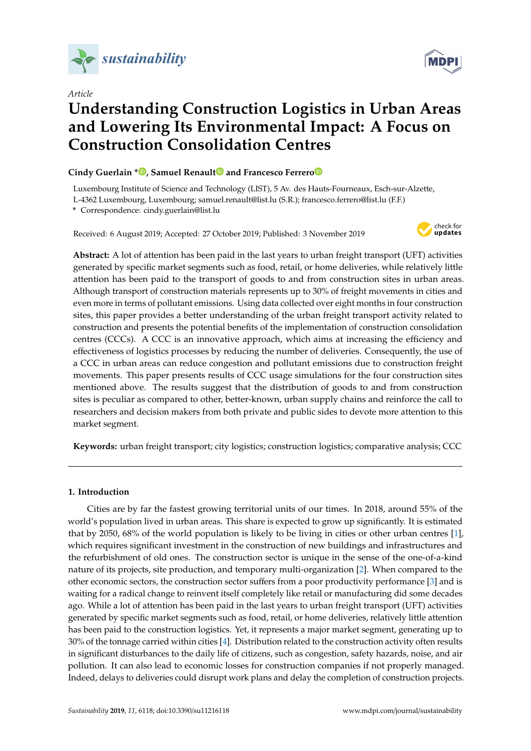*Article*

# Understanding Construction Logistics in Urban Areas and Lowering Its Environmental Impact: A Focus on Construction Consolidation Centres

**Cindy Guerlain \*, Samuel Renault and Francesco Ferrero**

Luxembourg Institute of Science and Technology (LIST), 5 Av. des Hauts-Fourneaux, Esch-sur-Alzette, L-4362 Luxembourg, Luxembourg; samuel.renault@list.lu (S.R.); francesco.ferrero@list.lu (F.F.)

\* Correspondence: cindy.guerlain@list.lu

Received: 6 August 2019; Accepted: 27 October 2019; Published: 3 November 2019

**Abstract:** A lot of attention has been paid in the last years to urban freight transport (UFT) activities generated by specific market segments such as food, retail, or home deliveries, while relatively little attention has been paid to the transport of goods to and from construction sites in urban areas. Although transport of construction materials represents up to 30% of freight movements in cities and even more in terms of pollutant emissions. Using data collected over eight months in four construction sites, this paper provides a better understanding of the urban freight transport activity related to construction and presents the potential benefits of the implementation of construction consolidation centres (CCCs). A CCC is an innovative approach, which aims at increasing the efficiency and effectiveness of logistics processes by reducing the number of deliveries. Consequently, the use of a CCC in urban areas can reduce congestion and pollutant emissions due to construction freight movements. This paper presents results of CCC usage simulations for the four construction sites mentioned above. The results suggest that the distribution of goods to and from construction sites is peculiar as compared to other, better-known, urban supply chains and reinforce the call to researchers and decision makers from both private and public sides to devote more attention to this market segment.

**Keywords:** urban freight transport; city logistics; construction logistics; comparative analysis; CCC

## 1. Introduction

Cities are by far the fastest growing territorial units of our times. In 2018, around 55% of the world's population lived in urban areas. This share is expected to grow up significantly. It is estimated that by 2050, 68% of the world population is likely to be living in cities or other urban centres [1], which requires significant investment in the construction of new buildings and infrastructures and the refurbishment of old ones. The construction sector is unique in the sense of the one-of-a-kind nature of its projects, site production, and temporary multi-organization [2]. When compared to the other economic sectors, the construction sector suffers from a poor productivity performance [3] and is waiting for a radical change to reinvent itself completely like retail or manufacturing did some decades ago. While a lot of attention has been paid in the last years to urban freight transport (UFT) activities generated by specific market segments such as food, retail, or home deliveries, relatively little attention has been paid to the construction logistics. Yet, it represents a major market segment, generating up to 30% of the tonnage carried within cities [4]. Distribution related to the construction activity often results in significant disturbances to the daily life of citizens, such as congestion, safety hazards, noise, and air pollution. It can also lead to economic losses for construction companies if not properly managed. Indeed, delays to deliveries could disrupt work plans and delay the completion of construction projects.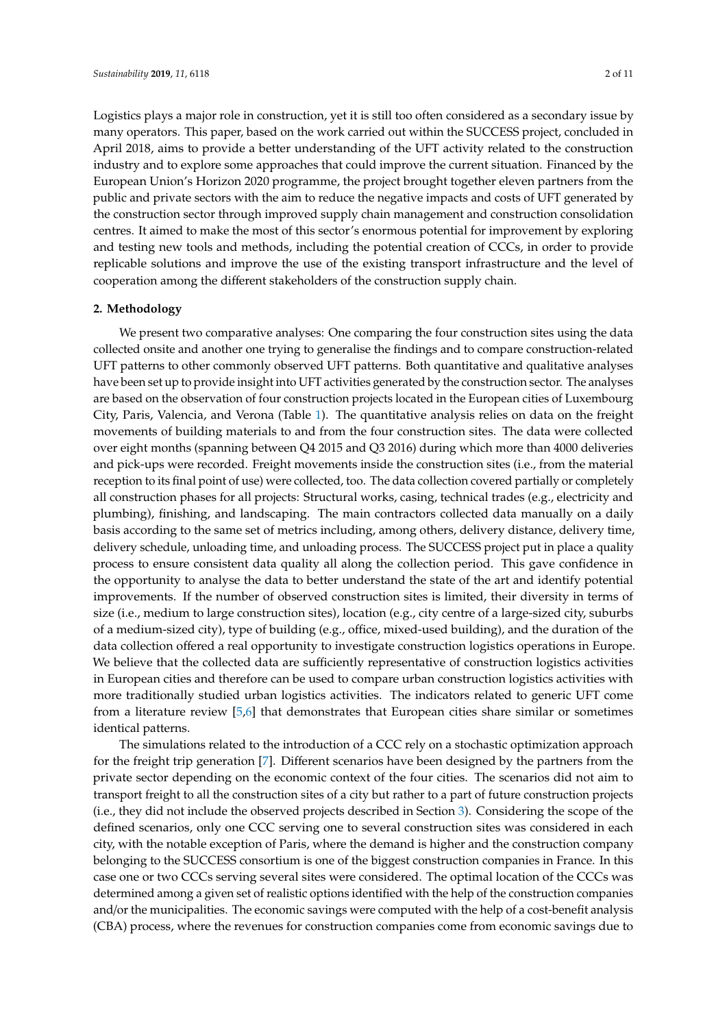Logistics plays a major role in construction, yet it is still too often considered as a secondary issue by many operators. This paper, based on the work carried out within the SUCCESS project, concluded in April 2018, aims to provide a better understanding of the UFT activity related to the construction industry and to explore some approaches that could improve the current situation. Financed by the European Union's Horizon 2020 programme, the project brought together eleven partners from the public and private sectors with the aim to reduce the negative impacts and costs of UFT generated by the construction sector through improved supply chain management and construction consolidation centres. It aimed to make the most of this sector's enormous potential for improvement by exploring and testing new tools and methods, including the potential creation of CCCs, in order to provide replicable solutions and improve the use of the existing transport infrastructure and the level of cooperation among the different stakeholders of the construction supply chain.

## 2. Methodology

We present two comparative analyses: One comparing the four construction sites using the data collected onsite and another one trying to generalise the findings and to compare construction-related UFT patterns to other commonly observed UFT patterns. Both quantitative and qualitative analyses have been set up to provide insight into UFT activities generated by the construction sector. The analyses are based on the observation of four construction projects located in the European cities of Luxembourg City, Paris, Valencia, and Verona (Table 1). The quantitative analysis relies on data on the freight movements of building materials to and from the four construction sites. The data were collected over eight months (spanning between Q4 2015 and Q3 2016) during which more than 4000 deliveries and pick-ups were recorded. Freight movements inside the construction sites (i.e., from the material reception to its final point of use) were collected, too. The data collection covered partially or completely all construction phases for all projects: Structural works, casing, technical trades (e.g., electricity and plumbing), finishing, and landscaping. The main contractors collected data manually on a daily basis according to the same set of metrics including, among others, delivery distance, delivery time, delivery schedule, unloading time, and unloading process. The SUCCESS project put in place a quality process to ensure consistent data quality all along the collection period. This gave confidence in the opportunity to analyse the data to better understand the state of the art and identify potential improvements. If the number of observed construction sites is limited, their diversity in terms of size (i.e., medium to large construction sites), location (e.g., city centre of a large-sized city, suburbs of a medium-sized city), type of building (e.g., office, mixed-used building), and the duration of the data collection offered a real opportunity to investigate construction logistics operations in Europe. We believe that the collected data are sufficiently representative of construction logistics activities in European cities and therefore can be used to compare urban construction logistics activities with more traditionally studied urban logistics activities. The indicators related to generic UFT come from a literature review [5,6] that demonstrates that European cities share similar or sometimes identical patterns.

The simulations related to the introduction of a CCC rely on a stochastic optimization approach for the freight trip generation [7]. Different scenarios have been designed by the partners from the private sector depending on the economic context of the four cities. The scenarios did not aim to transport freight to all the construction sites of a city but rather to a part of future construction projects (i.e., they did not include the observed projects described in Section 3). Considering the scope of the defined scenarios, only one CCC serving one to several construction sites was considered in each city, with the notable exception of Paris, where the demand is higher and the construction company belonging to the SUCCESS consortium is one of the biggest construction companies in France. In this case one or two CCCs serving several sites were considered. The optimal location of the CCCs was determined among a given set of realistic options identified with the help of the construction companies and/or the municipalities. The economic savings were computed with the help of a cost-benefit analysis (CBA) process, where the revenues for construction companies come from economic savings due to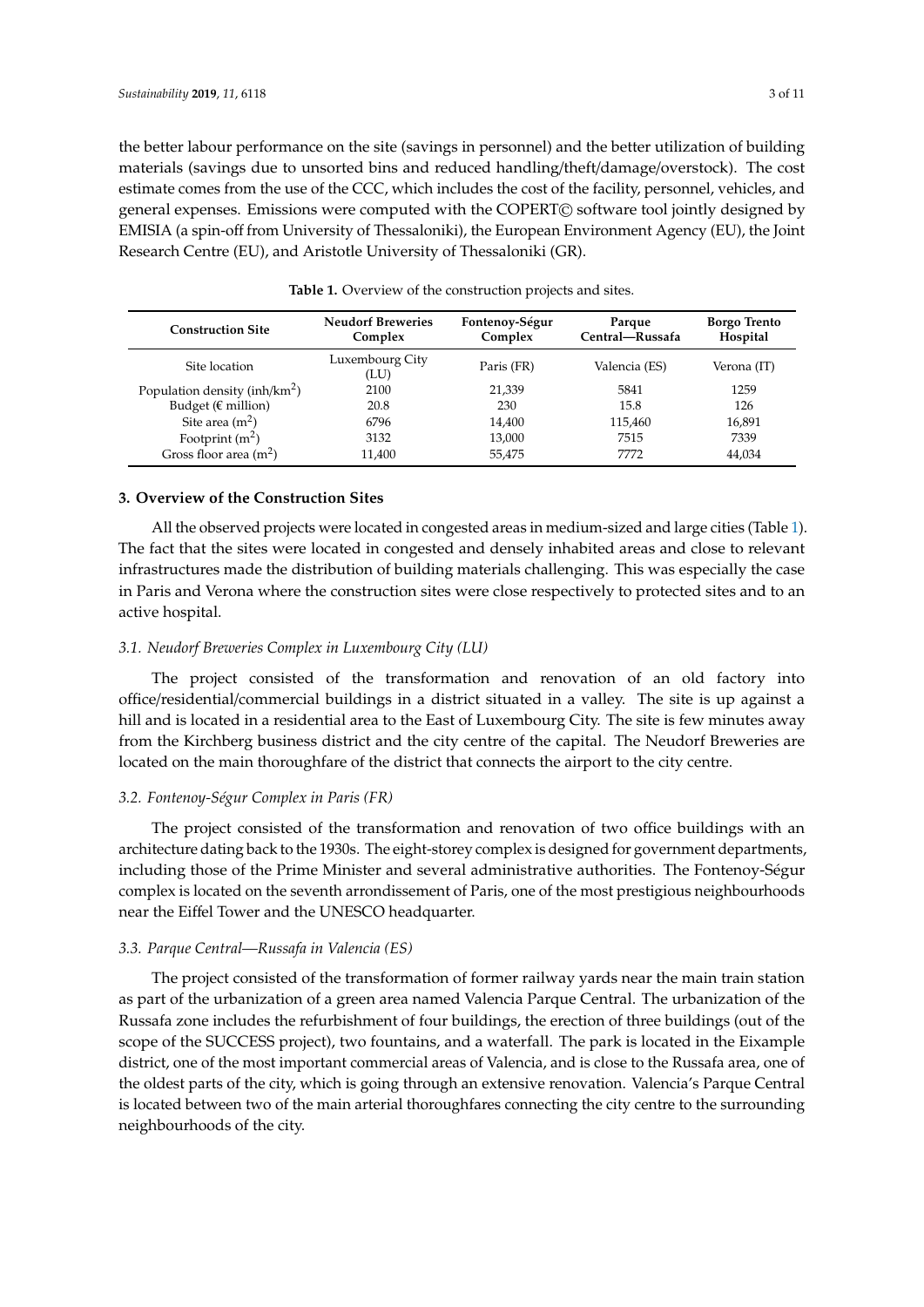the better labour performance on the site (savings in personnel) and the better utilization of building materials (savings due to unsorted bins and reduced handling/theft/damage/overstock). The cost estimate comes from the use of the CCC, which includes the cost of the facility, personnel, vehicles, and general expenses. Emissions were computed with the COPERT© software tool jointly designed by EMISIA (a spin-off from University of Thessaloniki), the European Environment Agency (EU), the Joint Research Centre (EU), and Aristotle University of Thessaloniki (GR).

**Table 1.** Overview of the construction projects and sites.

| Construction Site | Neudorf Breweries Complex | Fontenoy-Ségur Complex | Parque Central—Russafa | Borgo Trento Hospital |
|---|---|---|---|---|
| Site location | Luxembourg City (LU) | Paris (FR) | Valencia (ES) | Verona (IT) |
| Population density (inh/km$^2$) | 2100 | 21,339 | 5841 | 1259 |
| Budget (€ million) | 20.8 | 230 | 15.8 | 126 |
| Site area (m$^2$) | 6796 | 14,400 | 115,460 | 16,891 |
| Footprint (m$^2$) | 3132 | 13,000 | 7515 | 7339 |
| Gross floor area (m$^2$) | 11,400 | 55,475 | 7772 | 44,034 |

## 3. Overview of the Construction Sites

All the observed projects were located in congested areas in medium-sized and large cities (Table 1). The fact that the sites were located in congested and densely inhabited areas and close to relevant infrastructures made the distribution of building materials challenging. This was especially the case in Paris and Verona where the construction sites were close respectively to protected sites and to an active hospital.

### *3.1. Neudorf Breweries Complex in Luxembourg City (LU)*

The project consisted of the transformation and renovation of an old factory into office/residential/commercial buildings in a district situated in a valley. The site is up against a hill and is located in a residential area to the East of Luxembourg City. The site is few minutes away from the Kirchberg business district and the city centre of the capital. The Neudorf Breweries are located on the main thoroughfare of the district that connects the airport to the city centre.

### *3.2. Fontenoy-Ségur Complex in Paris (FR)*

The project consisted of the transformation and renovation of two office buildings with an architecture dating back to the 1930s. The eight-storey complex is designed for government departments, including those of the Prime Minister and several administrative authorities. The Fontenoy-Ségur complex is located on the seventh arrondissement of Paris, one of the most prestigious neighbourhoods near the Eiffel Tower and the UNESCO headquarter.

### *3.3. Parque Central—Russafa in Valencia (ES)*

The project consisted of the transformation of former railway yards near the main train station as part of the urbanization of a green area named Valencia Parque Central. The urbanization of the Russafa zone includes the refurbishment of four buildings, the erection of three buildings (out of the scope of the SUCCESS project), two fountains, and a waterfall. The park is located in the Eixample district, one of the most important commercial areas of Valencia, and is close to the Russafa area, one of the oldest parts of the city, which is going through an extensive renovation. Valencia's Parque Central is located between two of the main arterial thoroughfares connecting the city centre to the surrounding neighbourhoods of the city.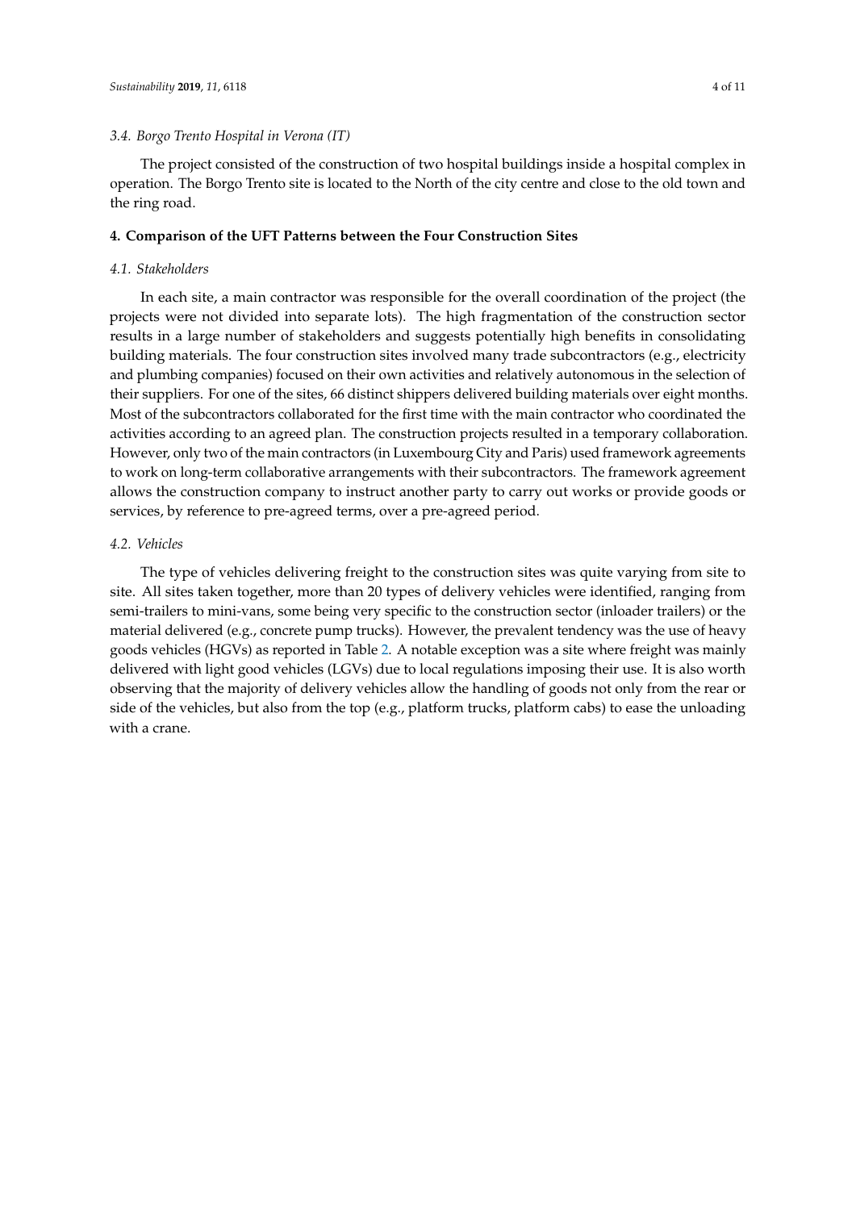### 3.4. *Borgo Trento Hospital in Verona (IT)*

The project consisted of the construction of two hospital buildings inside a hospital complex in operation. The Borgo Trento site is located to the North of the city centre and close to the old town and the ring road.

## 4. Comparison of the UFT Patterns between the Four Construction Sites

### 4.1. *Stakeholders*

In each site, a main contractor was responsible for the overall coordination of the project (the projects were not divided into separate lots). The high fragmentation of the construction sector results in a large number of stakeholders and suggests potentially high benefits in consolidating building materials. The four construction sites involved many trade subcontractors (e.g., electricity and plumbing companies) focused on their own activities and relatively autonomous in the selection of their suppliers. For one of the sites, 66 distinct shippers delivered building materials over eight months. Most of the subcontractors collaborated for the first time with the main contractor who coordinated the activities according to an agreed plan. The construction projects resulted in a temporary collaboration. However, only two of the main contractors (in Luxembourg City and Paris) used framework agreements to work on long-term collaborative arrangements with their subcontractors. The framework agreement allows the construction company to instruct another party to carry out works or provide goods or services, by reference to pre-agreed terms, over a pre-agreed period.

### 4.2. *Vehicles*

The type of vehicles delivering freight to the construction sites was quite varying from site to site. All sites taken together, more than 20 types of delivery vehicles were identified, ranging from semi-trailers to mini-vans, some being very specific to the construction sector (inloader trailers) or the material delivered (e.g., concrete pump trucks). However, the prevalent tendency was the use of heavy goods vehicles (HGVs) as reported in Table 2. A notable exception was a site where freight was mainly delivered with light good vehicles (LGVs) due to local regulations imposing their use. It is also worth observing that the majority of delivery vehicles allow the handling of goods not only from the rear or side of the vehicles, but also from the top (e.g., platform trucks, platform cabs) to ease the unloading with a crane.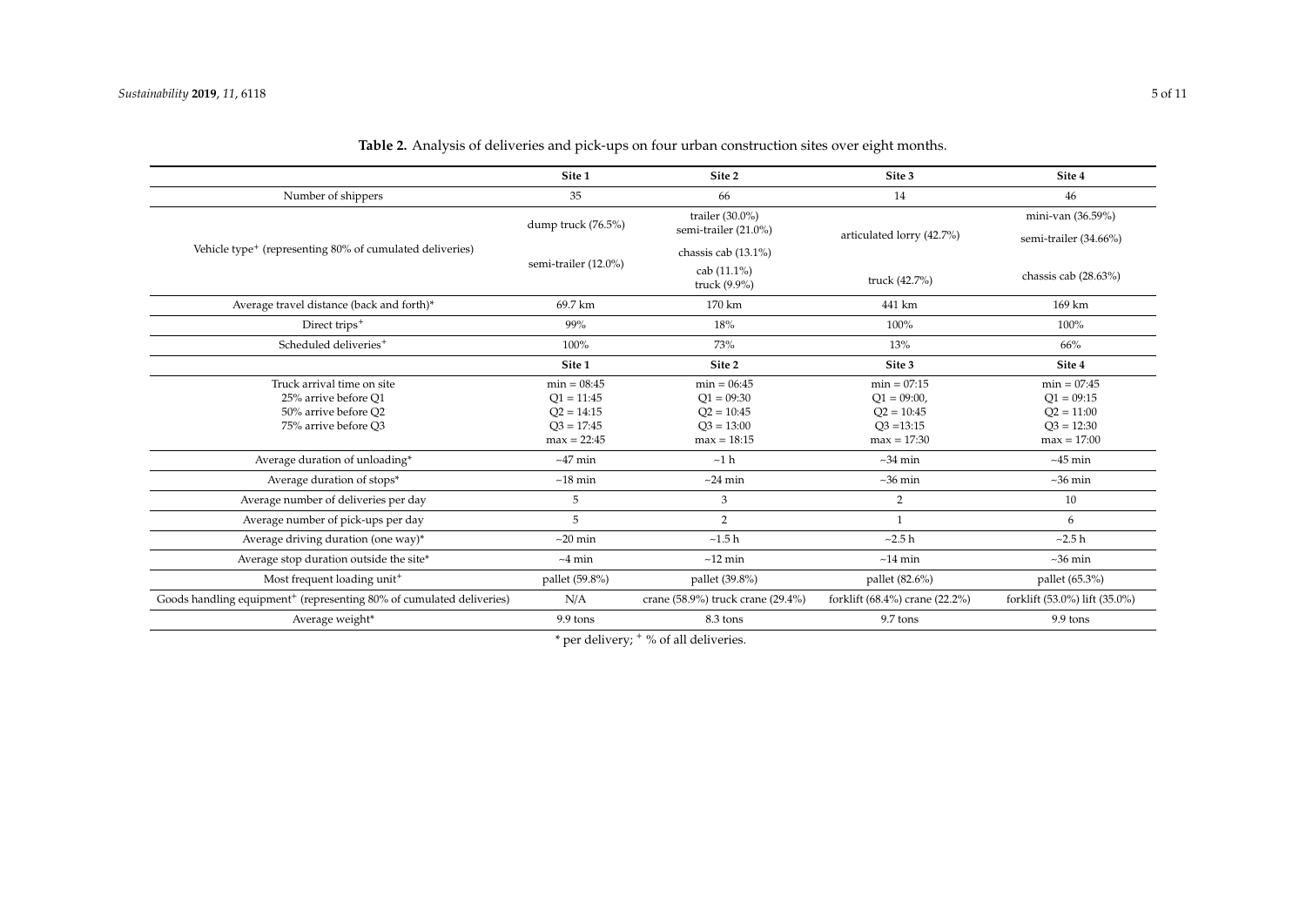**Table 2.** Analysis of deliveries and pick-ups on four urban construction sites over eight months.

| | Site 1 | Site 2 | Site 3 | Site 4 |
|---|---|---|---|---|
| Number of shippers | 35 | 66 | 14 | 46 |
| Vehicle type+ (representing 80% of cumulated deliveries) | dump truck (76.5%)<br>semi-trailer (12.0%) | trailer (30.0%)<br>semi-trailer (21.0%)<br>chassis cab (13.1%)<br>cab (11.1%)<br>truck (9.9%) | articulated lorry (42.7%)<br>truck (42.7%) | mini-van (36.59%)<br>semi-trailer (34.66%)<br>chassis cab (28.63%) |
| Average travel distance (back and forth)* | 69.7 km | 170 km | 441 km | 169 km |
| Direct trips+ | 99% | 18% | 100% | 100% |
| Scheduled deliveries+ | 100% | 73% | 13% | 66% |
| | **Site 1** | **Site 2** | **Site 3** | **Site 4** |
| Truck arrival time on site<br>25% arrive before Q1<br>50% arrive before Q2<br>75% arrive before Q3 | min = 08:45<br>Q1 = 11:45<br>Q2 = 14:15<br>Q3 = 17:45<br>max = 22:45 | min = 06:45<br>Q1 = 09:30<br>Q2 = 10:45<br>Q3 = 13:00<br>max = 18:15 | min = 07:15<br>Q1 = 09:00,<br>Q2 = 10:45<br>Q3 =13:15<br>max = 17:30 | min = 07:45<br>Q1 = 09:15<br>Q2 = 11:00<br>Q3 = 12:30<br>max = 17:00 |
| Average duration of unloading* | ~47 min | ~1 h | ~34 min | ~45 min |
| Average duration of stops* | ~18 min | ~24 min | ~36 min | ~36 min |
| Average number of deliveries per day | 5 | 3 | 2 | 10 |
| Average number of pick-ups per day | 5 | 2 | 1 | 6 |
| Average driving duration (one way)* | ~20 min | ~1.5 h | ~2.5 h | ~2.5 h |
| Average stop duration outside the site* | ~4 min | ~12 min | ~14 min | ~36 min |
| Most frequent loading unit+ | pallet (59.8%) | pallet (39.8%) | pallet (82.6%) | pallet (65.3%) |
| Goods handling equipment+ (representing 80% of cumulated deliveries) | N/A | crane (58.9%) truck crane (29.4%) | forklift (68.4%) crane (22.2%) | forklift (53.0%) lift (35.0%) |
| Average weight* | 9.9 tons | 8.3 tons | 9.7 tons | 9.9 tons |

* per delivery; + % of all deliveries.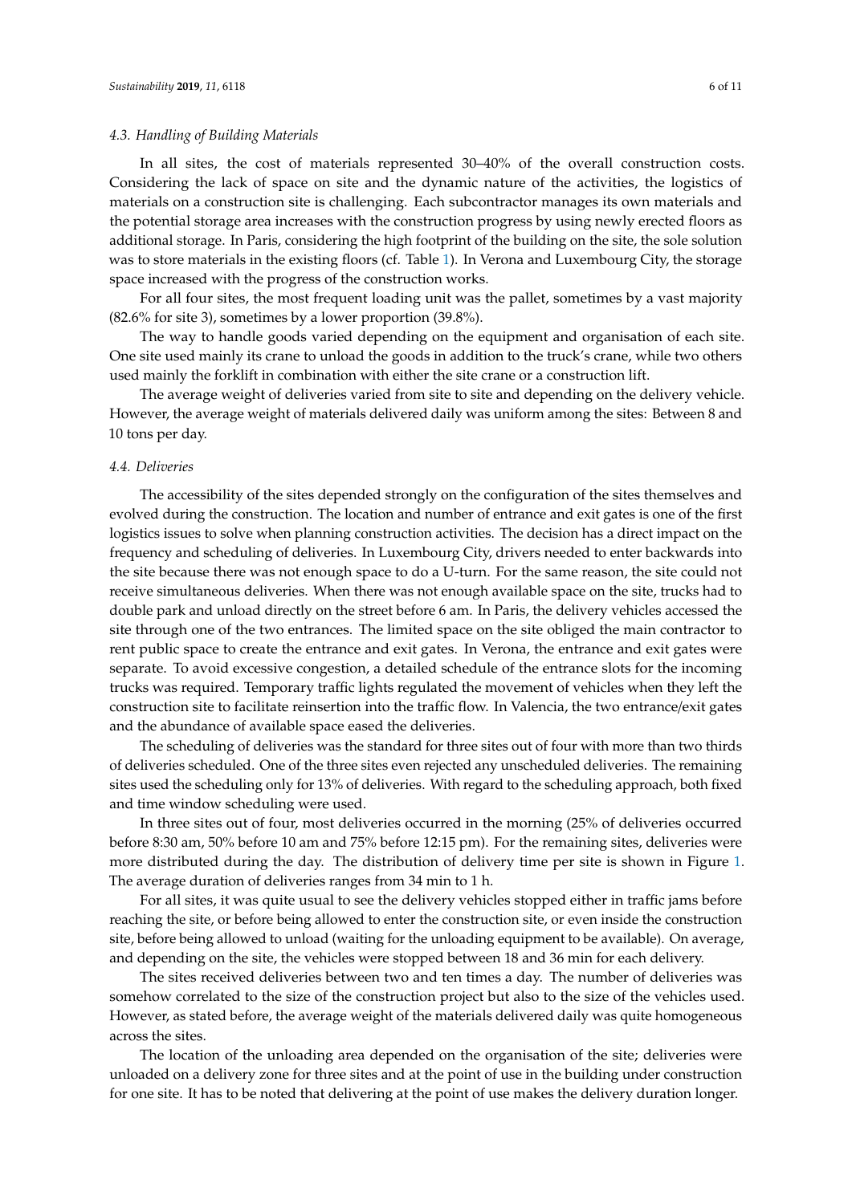### 4.3. Handling of Building Materials

In all sites, the cost of materials represented 30–40% of the overall construction costs. Considering the lack of space on site and the dynamic nature of the activities, the logistics of materials on a construction site is challenging. Each subcontractor manages its own materials and the potential storage area increases with the construction progress by using newly erected floors as additional storage. In Paris, considering the high footprint of the building on the site, the sole solution was to store materials in the existing floors (cf. Table 1). In Verona and Luxembourg City, the storage space increased with the progress of the construction works.

For all four sites, the most frequent loading unit was the pallet, sometimes by a vast majority (82.6% for site 3), sometimes by a lower proportion (39.8%).

The way to handle goods varied depending on the equipment and organisation of each site. One site used mainly its crane to unload the goods in addition to the truck's crane, while two others used mainly the forklift in combination with either the site crane or a construction lift.

The average weight of deliveries varied from site to site and depending on the delivery vehicle. However, the average weight of materials delivered daily was uniform among the sites: Between 8 and 10 tons per day.

### 4.4. Deliveries

The accessibility of the sites depended strongly on the configuration of the sites themselves and evolved during the construction. The location and number of entrance and exit gates is one of the first logistics issues to solve when planning construction activities. The decision has a direct impact on the frequency and scheduling of deliveries. In Luxembourg City, drivers needed to enter backwards into the site because there was not enough space to do a U-turn. For the same reason, the site could not receive simultaneous deliveries. When there was not enough available space on the site, trucks had to double park and unload directly on the street before 6 am. In Paris, the delivery vehicles accessed the site through one of the two entrances. The limited space on the site obliged the main contractor to rent public space to create the entrance and exit gates. In Verona, the entrance and exit gates were separate. To avoid excessive congestion, a detailed schedule of the entrance slots for the incoming trucks was required. Temporary traffic lights regulated the movement of vehicles when they left the construction site to facilitate reinsertion into the traffic flow. In Valencia, the two entrance/exit gates and the abundance of available space eased the deliveries.

The scheduling of deliveries was the standard for three sites out of four with more than two thirds of deliveries scheduled. One of the three sites even rejected any unscheduled deliveries. The remaining sites used the scheduling only for 13% of deliveries. With regard to the scheduling approach, both fixed and time window scheduling were used.

In three sites out of four, most deliveries occurred in the morning (25% of deliveries occurred before 8:30 am, 50% before 10 am and 75% before 12:15 pm). For the remaining sites, deliveries were more distributed during the day. The distribution of delivery time per site is shown in Figure 1. The average duration of deliveries ranges from 34 min to 1 h.

For all sites, it was quite usual to see the delivery vehicles stopped either in traffic jams before reaching the site, or before being allowed to enter the construction site, or even inside the construction site, before being allowed to unload (waiting for the unloading equipment to be available). On average, and depending on the site, the vehicles were stopped between 18 and 36 min for each delivery.

The sites received deliveries between two and ten times a day. The number of deliveries was somehow correlated to the size of the construction project but also to the size of the vehicles used. However, as stated before, the average weight of the materials delivered daily was quite homogeneous across the sites.

The location of the unloading area depended on the organisation of the site; deliveries were unloaded on a delivery zone for three sites and at the point of use in the building under construction for one site. It has to be noted that delivering at the point of use makes the delivery duration longer.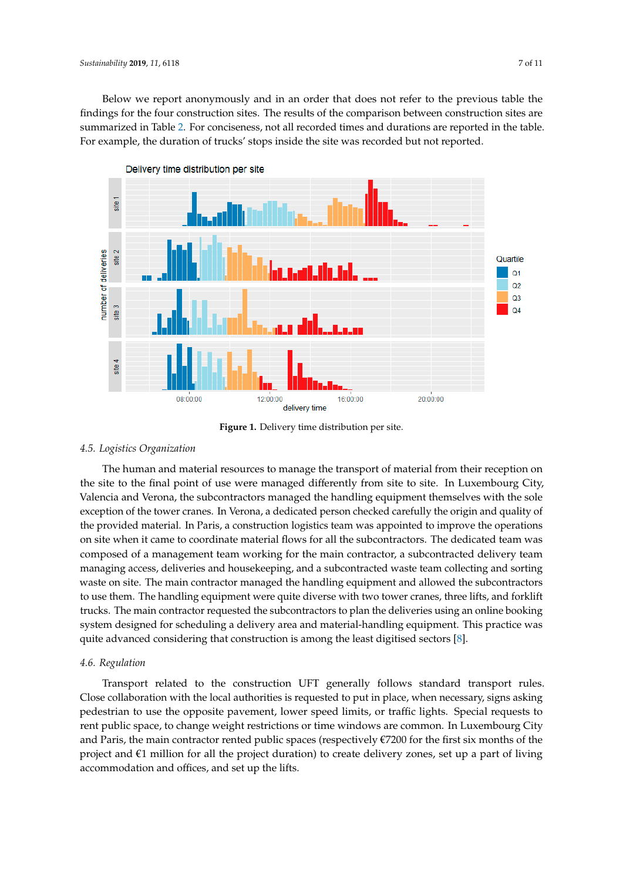Below we report anonymously and in an order that does not refer to the previous table the findings for the four construction sites. The results of the comparison between construction sites are summarized in Table 2. For conciseness, not all recorded times and durations are reported in the table. For example, the duration of trucks' stops inside the site was recorded but not reported.

**Figure 1.** Delivery time distribution per site.

### 4.5. Logistics Organization

The human and material resources to manage the transport of material from their reception on the site to the final point of use were managed differently from site to site. In Luxembourg City, Valencia and Verona, the subcontractors managed the handling equipment themselves with the sole exception of the tower cranes. In Verona, a dedicated person checked carefully the origin and quality of the provided material. In Paris, a construction logistics team was appointed to improve the operations on site when it came to coordinate material flows for all the subcontractors. The dedicated team was composed of a management team working for the main contractor, a subcontracted delivery team managing access, deliveries and housekeeping, and a subcontracted waste team collecting and sorting waste on site. The main contractor managed the handling equipment and allowed the subcontractors to use them. The handling equipment were quite diverse with two tower cranes, three lifts, and forklift trucks. The main contractor requested the subcontractors to plan the deliveries using an online booking system designed for scheduling a delivery area and material-handling equipment. This practice was quite advanced considering that construction is among the least digitised sectors [8].

### 4.6. Regulation

Transport related to the construction UFT generally follows standard transport rules. Close collaboration with the local authorities is requested to put in place, when necessary, signs asking pedestrian to use the opposite pavement, lower speed limits, or traffic lights. Special requests to rent public space, to change weight restrictions or time windows are common. In Luxembourg City and Paris, the main contractor rented public spaces (respectively €7200 for the first six months of the project and €1 million for all the project duration) to create delivery zones, set up a part of living accommodation and offices, and set up the lifts.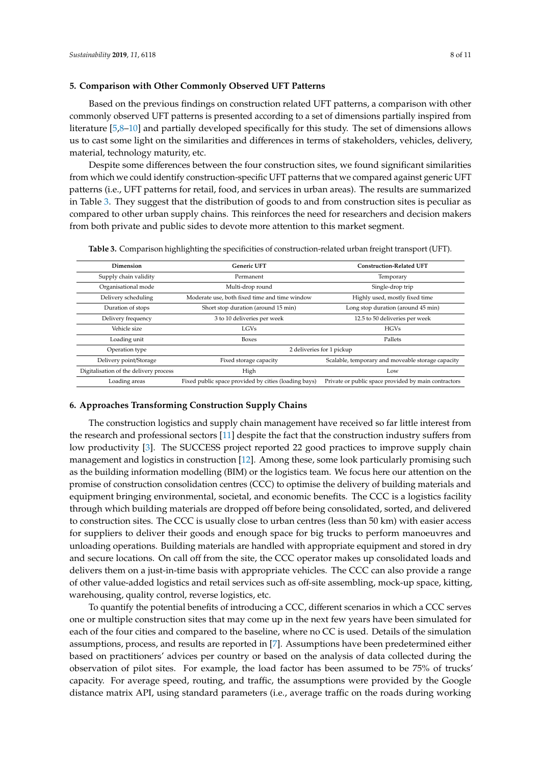## 5. Comparison with Other Commonly Observed UFT Patterns

Based on the previous findings on construction related UFT patterns, a comparison with other commonly observed UFT patterns is presented according to a set of dimensions partially inspired from literature [5,8–10] and partially developed specifically for this study. The set of dimensions allows us to cast some light on the similarities and differences in terms of stakeholders, vehicles, delivery, material, technology maturity, etc.

Despite some differences between the four construction sites, we found significant similarities from which we could identify construction-specific UFT patterns that we compared against generic UFT patterns (i.e., UFT patterns for retail, food, and services in urban areas). The results are summarized in Table 3. They suggest that the distribution of goods to and from construction sites is peculiar as compared to other urban supply chains. This reinforces the need for researchers and decision makers from both private and public sides to devote more attention to this market segment.

**Table 3.** Comparison highlighting the specificities of construction-related urban freight transport (UFT).

| Dimension | Generic UFT | Construction-Related UFT |
|---|---|---|
| Supply chain validity | Permanent | Temporary |
| Organisational mode | Multi-drop round | Single-drop trip |
| Delivery scheduling | Moderate use, both fixed time and time window | Highly used, mostly fixed time |
| Duration of stops | Short stop duration (around 15 min) | Long stop duration (around 45 min) |
| Delivery frequency | 3 to 10 deliveries per week | 12.5 to 50 deliveries per week |
| Vehicle size | LGVs | HGVs |
| Loading unit | Boxes | Pallets |
| Operation type | 2 deliveries for 1 pickup | |
| Delivery point/Storage | Fixed storage capacity | Scalable, temporary and moveable storage capacity |
| Digitalisation of the delivery process | High | Low |
| Loading areas | Fixed public space provided by cities (loading bays) | Private or public space provided by main contractors |

## 6. Approaches Transforming Construction Supply Chains

The construction logistics and supply chain management have received so far little interest from the research and professional sectors [11] despite the fact that the construction industry suffers from low productivity [3]. The SUCCESS project reported 22 good practices to improve supply chain management and logistics in construction [12]. Among these, some look particularly promising such as the building information modelling (BIM) or the logistics team. We focus here our attention on the promise of construction consolidation centres (CCC) to optimise the delivery of building materials and equipment bringing environmental, societal, and economic benefits. The CCC is a logistics facility through which building materials are dropped off before being consolidated, sorted, and delivered to construction sites. The CCC is usually close to urban centres (less than 50 km) with easier access for suppliers to deliver their goods and enough space for big trucks to perform manoeuvres and unloading operations. Building materials are handled with appropriate equipment and stored in dry and secure locations. On call off from the site, the CCC operator makes up consolidated loads and delivers them on a just-in-time basis with appropriate vehicles. The CCC can also provide a range of other value-added logistics and retail services such as off-site assembling, mock-up space, kitting, warehousing, quality control, reverse logistics, etc.

To quantify the potential benefits of introducing a CCC, different scenarios in which a CCC serves one or multiple construction sites that may come up in the next few years have been simulated for each of the four cities and compared to the baseline, where no CC is used. Details of the simulation assumptions, process, and results are reported in [7]. Assumptions have been predetermined either based on practitioners' advices per country or based on the analysis of data collected during the observation of pilot sites. For example, the load factor has been assumed to be 75% of trucks' capacity. For average speed, routing, and traffic, the assumptions were provided by the Google distance matrix API, using standard parameters (i.e., average traffic on the roads during working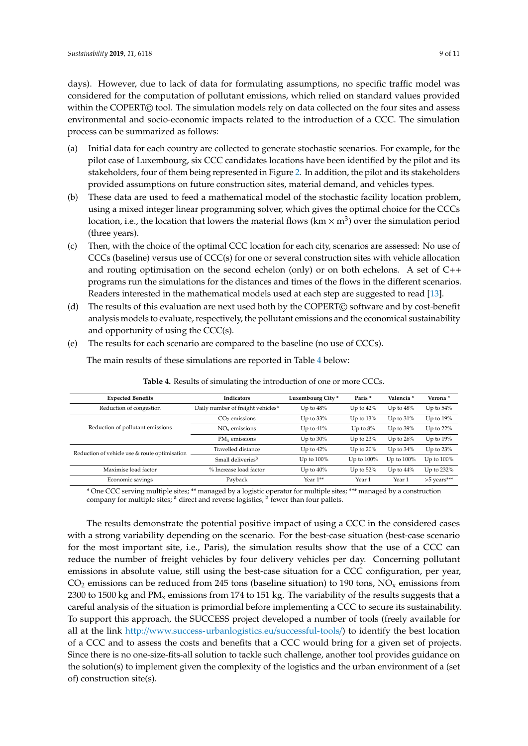days). However, due to lack of data for formulating assumptions, no specific traffic model was considered for the computation of pollutant emissions, which relied on standard values provided within the COPERT© tool. The simulation models rely on data collected on the four sites and assess environmental and socio-economic impacts related to the introduction of a CCC. The simulation process can be summarized as follows:

(a) Initial data for each country are collected to generate stochastic scenarios. For example, for the pilot case of Luxembourg, six CCC candidates locations have been identified by the pilot and its stakeholders, four of them being represented in Figure 2. In addition, the pilot and its stakeholders provided assumptions on future construction sites, material demand, and vehicles types.

(b) These data are used to feed a mathematical model of the stochastic facility location problem, using a mixed integer linear programming solver, which gives the optimal choice for the CCCs location, i.e., the location that lowers the material flows (km $\times$ m$^3$) over the simulation period (three years).

(c) Then, with the choice of the optimal CCC location for each city, scenarios are assessed: No use of CCCs (baseline) versus use of CCC(s) for one or several construction sites with vehicle allocation and routing optimisation on the second echelon (only) or on both echelons. A set of C++ programs run the simulations for the distances and times of the flows in the different scenarios. Readers interested in the mathematical models used at each step are suggested to read [13].

(d) The results of this evaluation are next used both by the COPERT© software and by cost-benefit analysis models to evaluate, respectively, the pollutant emissions and the economical sustainability and opportunity of using the CCC(s).

(e) The results for each scenario are compared to the baseline (no use of CCCs).

The main results of these simulations are reported in Table 4 below:

**Table 4.** Results of simulating the introduction of one or more CCCs.

| Expected Benefits | Indicators | Luxembourg City * | Paris * | Valencia * | Verona * |
|---|---|---|---|---|---|
| Reduction of congestion | Daily number of freight vehicles [a] | Up to 48% | Up to 42% | Up to 48% | Up to 54% |
| Reduction of pollutant emissions | $CO_2$ emissions | Up to 33% | Up to 13% | Up to 31% | Up to 19% |
| | $NO_x$ emissions | Up to 41% | Up to 8% | Up to 39% | Up to 22% |
| | $PM_x$ emissions | Up to 30% | Up to 23% | Up to 26% | Up to 19% |
| Reduction of vehicle use & route optimisation | Travelled distance | Up to 42% | Up to 20% | Up to 34% | Up to 23% |
| | Small deliveries [b] | Up to 100% | Up to 100% | Up to 100% | Up to 100% |
| Maximise load factor | % Increase load factor | Up to 40% | Up to 52% | Up to 44% | Up to 232% |
| Economic savings | Payback | Year 1** | Year 1 | Year 1 | >5 years*** |

* One CCC serving multiple sites; ** managed by a logistic operator for multiple sites; *** managed by a construction company for multiple sites; [a] direct and reverse logistics; [b] fewer than four pallets.

The results demonstrate the potential positive impact of using a CCC in the considered cases with a strong variability depending on the scenario. For the best-case situation (best-case scenario for the most important site, i.e., Paris), the simulation results show that the use of a CCC can reduce the number of freight vehicles by four delivery vehicles per day. Concerning pollutant emissions in absolute value, still using the best-case situation for a CCC configuration, per year, $CO_2$ emissions can be reduced from 245 tons (baseline situation) to 190 tons, $NO_x$ emissions from 2300 to 1500 kg and $PM_x$ emissions from 174 to 151 kg. The variability of the results suggests that a careful analysis of the situation is primordial before implementing a CCC to secure its sustainability. To support this approach, the SUCCESS project developed a number of tools (freely available for all at the link http://www.success-urbanlogistics.eu/successful-tools/) to identify the best location of a CCC and to assess the costs and benefits that a CCC would bring for a given set of projects. Since there is no one-size-fits-all solution to tackle such challenge, another tool provides guidance on the solution(s) to implement given the complexity of the logistics and the urban environment of a (set of) construction site(s).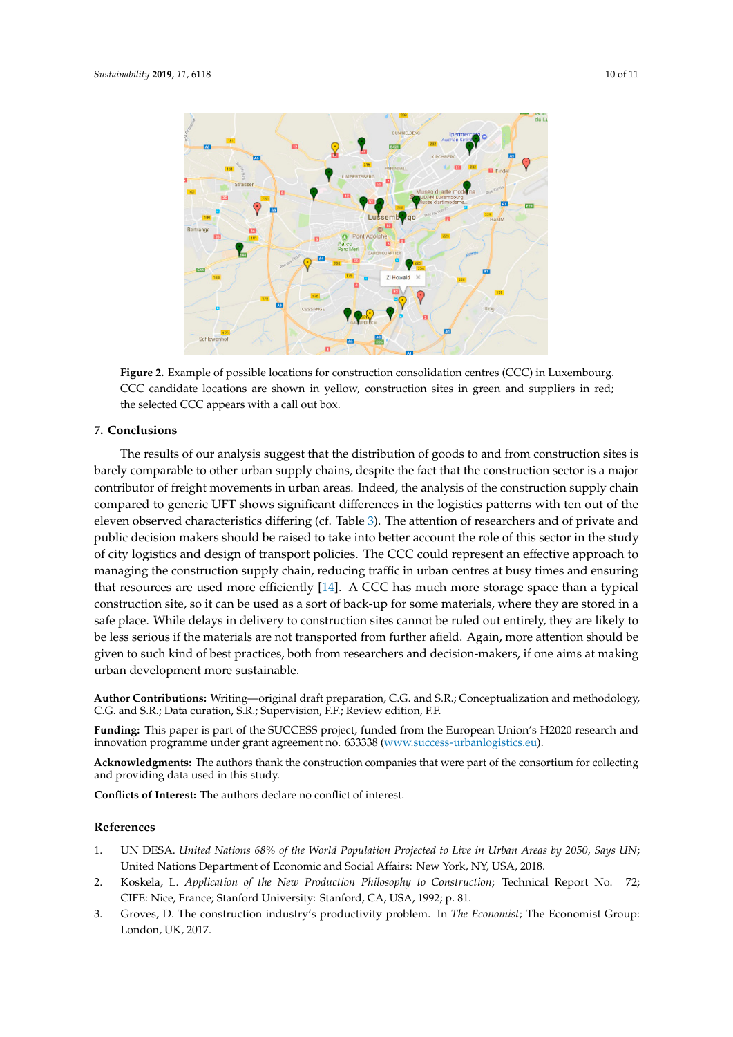Figure 2. Example of possible locations for construction consolidation centres (CCC) in Luxembourg. CCC candidate locations are shown in yellow, construction sites in green and suppliers in red; the selected CCC appears with a call out box.

## 7. Conclusions

The results of our analysis suggest that the distribution of goods to and from construction sites is barely comparable to other urban supply chains, despite the fact that the construction sector is a major contributor of freight movements in urban areas. Indeed, the analysis of the construction supply chain compared to generic UFT shows significant differences in the logistics patterns with ten out of the eleven observed characteristics differing (cf. Table 3). The attention of researchers and of private and public decision makers should be raised to take into better account the role of this sector in the study of city logistics and design of transport policies. The CCC could represent an effective approach to managing the construction supply chain, reducing traffic in urban centres at busy times and ensuring that resources are used more efficiently [14]. A CCC has much more storage space than a typical construction site, so it can be used as a sort of back-up for some materials, where they are stored in a safe place. While delays in delivery to construction sites cannot be ruled out entirely, they are likely to be less serious if the materials are not transported from further afield. Again, more attention should be given to such kind of best practices, both from researchers and decision-makers, if one aims at making urban development more sustainable.

**Author Contributions:** Writing—original draft preparation, C.G. and S.R.; Conceptualization and methodology, C.G. and S.R.; Data curation, S.R.; Supervision, F.F.; Review edition, F.F.

**Funding:** This paper is part of the SUCCESS project, funded from the European Union's H2020 research and innovation programme under grant agreement no. 633338 (www.success-urbanlogistics.eu).

**Acknowledgments:** The authors thank the construction companies that were part of the consortium for collecting and providing data used in this study.

**Conflicts of Interest:** The authors declare no conflict of interest.

## References

1. UN DESA. *United Nations 68% of the World Population Projected to Live in Urban Areas by 2050, Says UN*; United Nations Department of Economic and Social Affairs: New York, NY, USA, 2018.
2. Koskela, L. *Application of the New Production Philosophy to Construction*; Technical Report No. 72; CIFE: Nice, France; Stanford University: Stanford, CA, USA, 1992; p. 81.
3. Groves, D. The construction industry's productivity problem. In *The Economist*; The Economist Group: London, UK, 2017.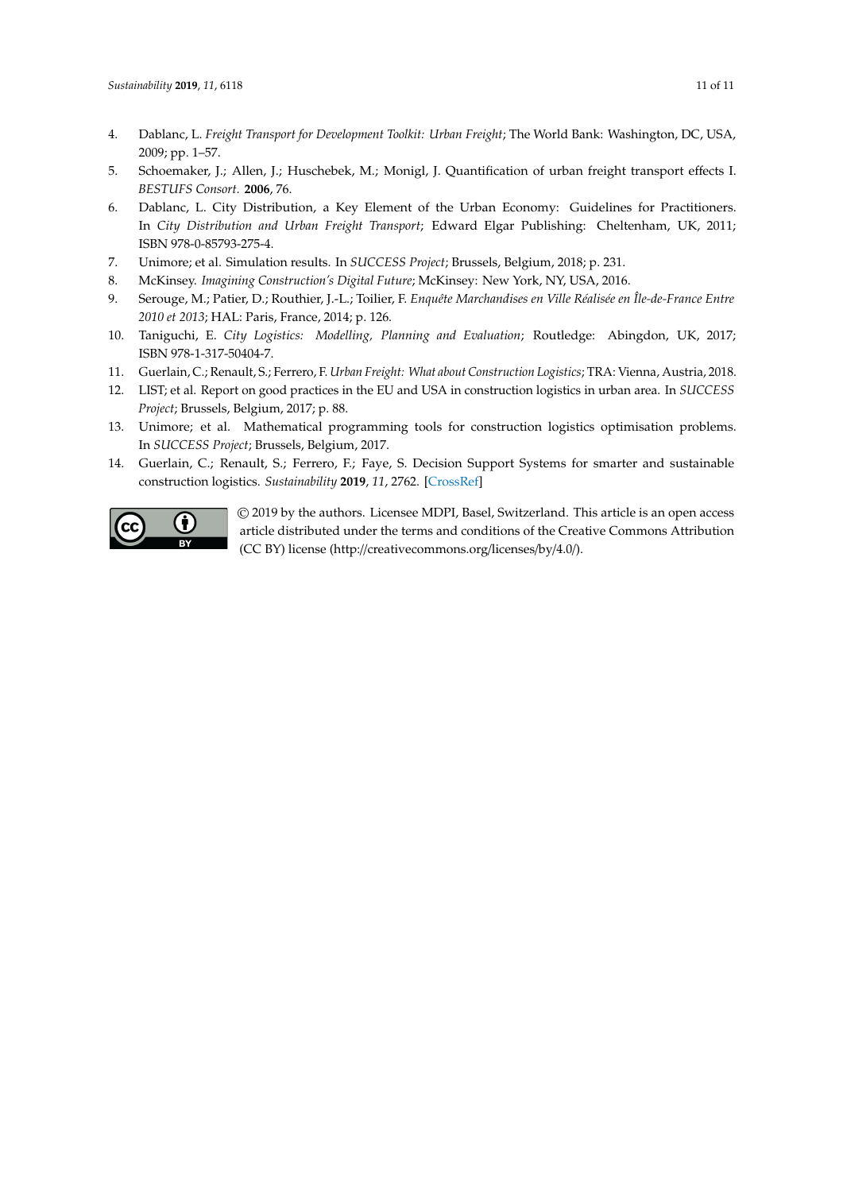4. Dablanc, L. *Freight Transport for Development Toolkit: Urban Freight*; The World Bank: Washington, DC, USA, 2009; pp. 1–57.
5. Schoemaker, J.; Allen, J.; Huschebek, M.; Monigl, J. Quantification of urban freight transport effects I. *BESTUFS Consort.* **2006**, 76.
6. Dablanc, L. City Distribution, a Key Element of the Urban Economy: Guidelines for Practitioners. In *City Distribution and Urban Freight Transport*; Edward Elgar Publishing: Cheltenham, UK, 2011; ISBN 978-0-85793-275-4.
7. Unimore; et al. Simulation results. In *SUCCESS Project*; Brussels, Belgium, 2018; p. 231.
8. McKinsey. *Imagining Construction's Digital Future*; McKinsey: New York, NY, USA, 2016.
9. Serouge, M.; Patier, D.; Routhier, J.-L.; Toilier, F. *Enquête Marchandises en Ville Réalisée en Île-de-France Entre 2010 et 2013*; HAL: Paris, France, 2014; p. 126.
10. Taniguchi, E. *City Logistics: Modelling, Planning and Evaluation*; Routledge: Abingdon, UK, 2017; ISBN 978-1-317-50404-7.
11. Guerlain, C.; Renault, S.; Ferrero, F. *Urban Freight: What about Construction Logistics*; TRA: Vienna, Austria, 2018.
12. LIST; et al. Report on good practices in the EU and USA in construction logistics in urban area. In *SUCCESS Project*; Brussels, Belgium, 2017; p. 88.
13. Unimore; et al. Mathematical programming tools for construction logistics optimisation problems. In *SUCCESS Project*; Brussels, Belgium, 2017.
14. Guerlain, C.; Renault, S.; Ferrero, F.; Faye, S. Decision Support Systems for smarter and sustainable construction logistics. *Sustainability* **2019**, *11*, 2762. [CrossRef]

© 2019 by the authors. Licensee MDPI, Basel, Switzerland. This article is an open access article distributed under the terms and conditions of the Creative Commons Attribution (CC BY) license (http://creativecommons.org/licenses/by/4.0/).